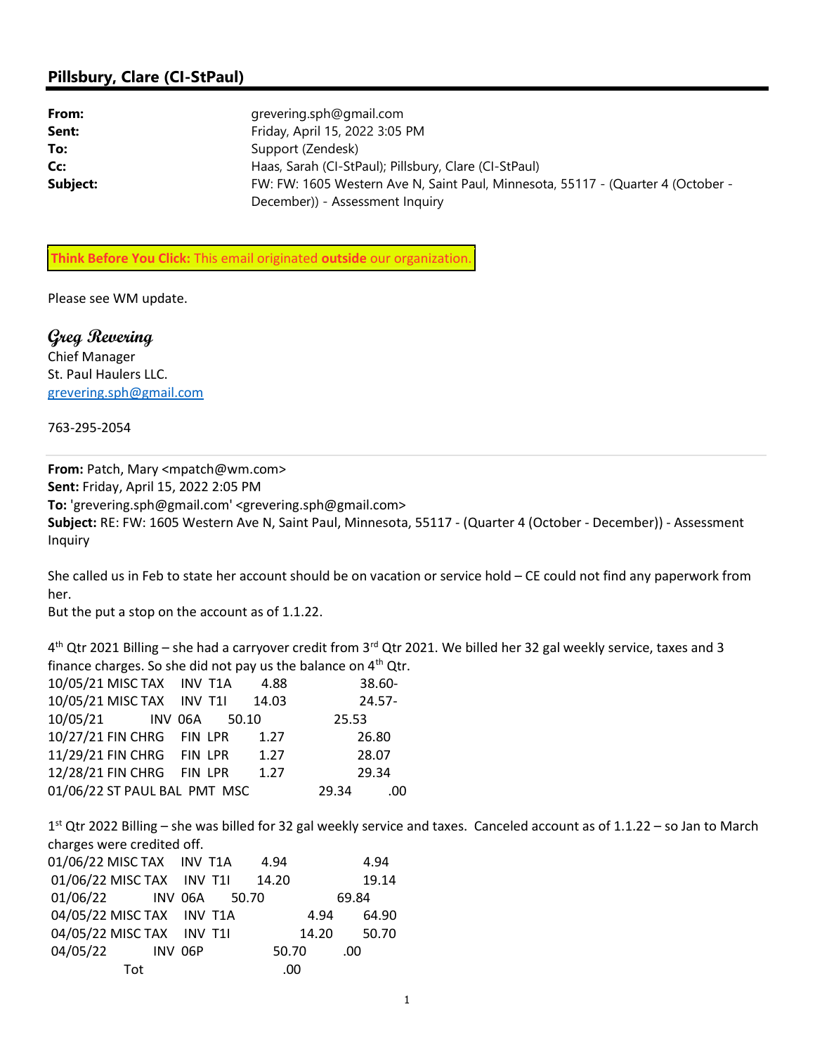## Pillsbury, Clare (CI-StPaul)

| | |
|---|---|
| **From:** | grevering.sph@gmail.com |
| **Sent:** | Friday, April 15, 2022 3:05 PM |
| **To:** | Support (Zendesk) |
| **Cc:** | Haas, Sarah (CI-StPaul); Pillsbury, Clare (CI-StPaul) |
| **Subject:** | FW: FW: 1605 Western Ave N, Saint Paul, Minnesota, 55117 - (Quarter 4 (October - December)) - Assessment Inquiry |

**Think Before You Click:** This email originated **outside** our organization.

Please see WM update.

*Greg Revering*
Chief Manager
St. Paul Haulers LLC.
grevering.sph@gmail.com

763-295-2054

---

**From:** Patch, Mary <mpatch@wm.com>
**Sent:** Friday, April 15, 2022 2:05 PM
**To:** 'grevering.sph@gmail.com' <grevering.sph@gmail.com>
**Subject:** RE: FW: 1605 Western Ave N, Saint Paul, Minnesota, 55117 - (Quarter 4 (October - December)) - Assessment Inquiry

She called us in Feb to state her account should be on vacation or service hold – CE could not find any paperwork from her.
But the put a stop on the account as of 1.1.22.

4th Qtr 2021 Billing – she had a carryover credit from 3rd Qtr 2021. We billed her 32 gal weekly service, taxes and 3 finance charges. So she did not pay us the balance on 4th Qtr.

```
10/05/21 MISC TAX    INV  T1A      4.88                38.60-
10/05/21 MISC TAX    INV  T1I     14.03                24.57-
10/05/21             INV  06A     50.10                25.53
10/27/21 FIN CHRG    FIN  LPR      1.27                26.80
11/29/21 FIN CHRG    FIN  LPR      1.27                28.07
12/28/21 FIN CHRG    FIN  LPR      1.27                29.34
01/06/22 ST PAUL BAL  PMT  MSC              29.34        .00
```

1st Qtr 2022 Billing – she was billed for 32 gal weekly service and taxes. Canceled account as of 1.1.22 – so Jan to March charges were credited off.

```
01/06/22 MISC TAX    INV  T1A      4.94                 4.94
01/06/22 MISC TAX    INV  T1I     14.20                19.14
01/06/22             INV  06A     50.70                69.84
04/05/22 MISC TAX    INV  T1A              4.94        64.90
04/05/22 MISC TAX    INV  T1I             14.20        50.70
04/05/22             INV  06P             50.70          .00
              Tot                           .00
```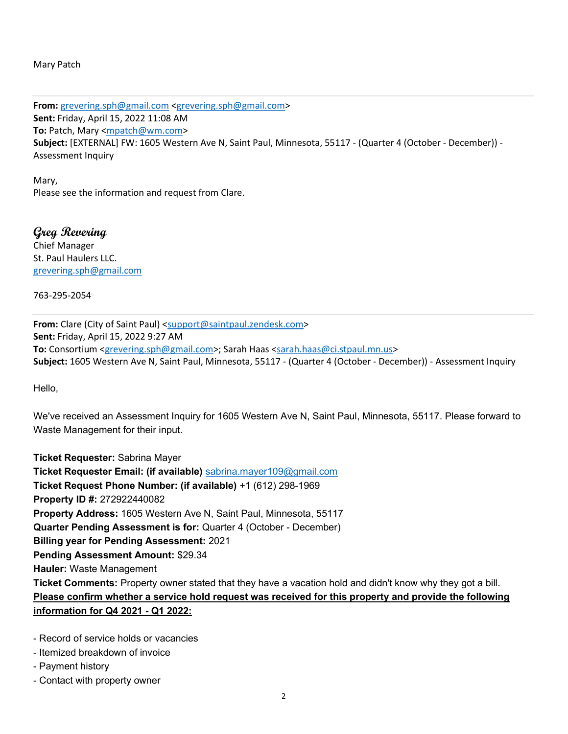Mary Patch

---

**From:** grevering.sph@gmail.com <grevering.sph@gmail.com>
**Sent:** Friday, April 15, 2022 11:08 AM
**To:** Patch, Mary <mpatch@wm.com>
**Subject:** [EXTERNAL] FW: 1605 Western Ave N, Saint Paul, Minnesota, 55117 - (Quarter 4 (October - December)) - Assessment Inquiry

Mary,
Please see the information and request from Clare.

*Greg Revering*
Chief Manager
St. Paul Haulers LLC.
grevering.sph@gmail.com

763-295-2054

---

**From:** Clare (City of Saint Paul) <support@saintpaul.zendesk.com>
**Sent:** Friday, April 15, 2022 9:27 AM
**To:** Consortium <grevering.sph@gmail.com>; Sarah Haas <sarah.haas@ci.stpaul.mn.us>
**Subject:** 1605 Western Ave N, Saint Paul, Minnesota, 55117 - (Quarter 4 (October - December)) - Assessment Inquiry

Hello,

We've received an Assessment Inquiry for 1605 Western Ave N, Saint Paul, Minnesota, 55117. Please forward to Waste Management for their input.

**Ticket Requester:** Sabrina Mayer
**Ticket Requester Email: (if available)** sabrina.mayer109@gmail.com
**Ticket Request Phone Number: (if available)** +1 (612) 298-1969
**Property ID #:** 272922440082
**Property Address:** 1605 Western Ave N, Saint Paul, Minnesota, 55117
**Quarter Pending Assessment is for:** Quarter 4 (October - December)
**Billing year for Pending Assessment:** 2021
**Pending Assessment Amount:** $29.34
**Hauler:** Waste Management
**Ticket Comments:** Property owner stated that they have a vacation hold and didn't know why they got a bill.
**Please confirm whether a service hold request was received for this property and provide the following information for Q4 2021 - Q1 2022:**

- Record of service holds or vacancies
- Itemized breakdown of invoice
- Payment history
- Contact with property owner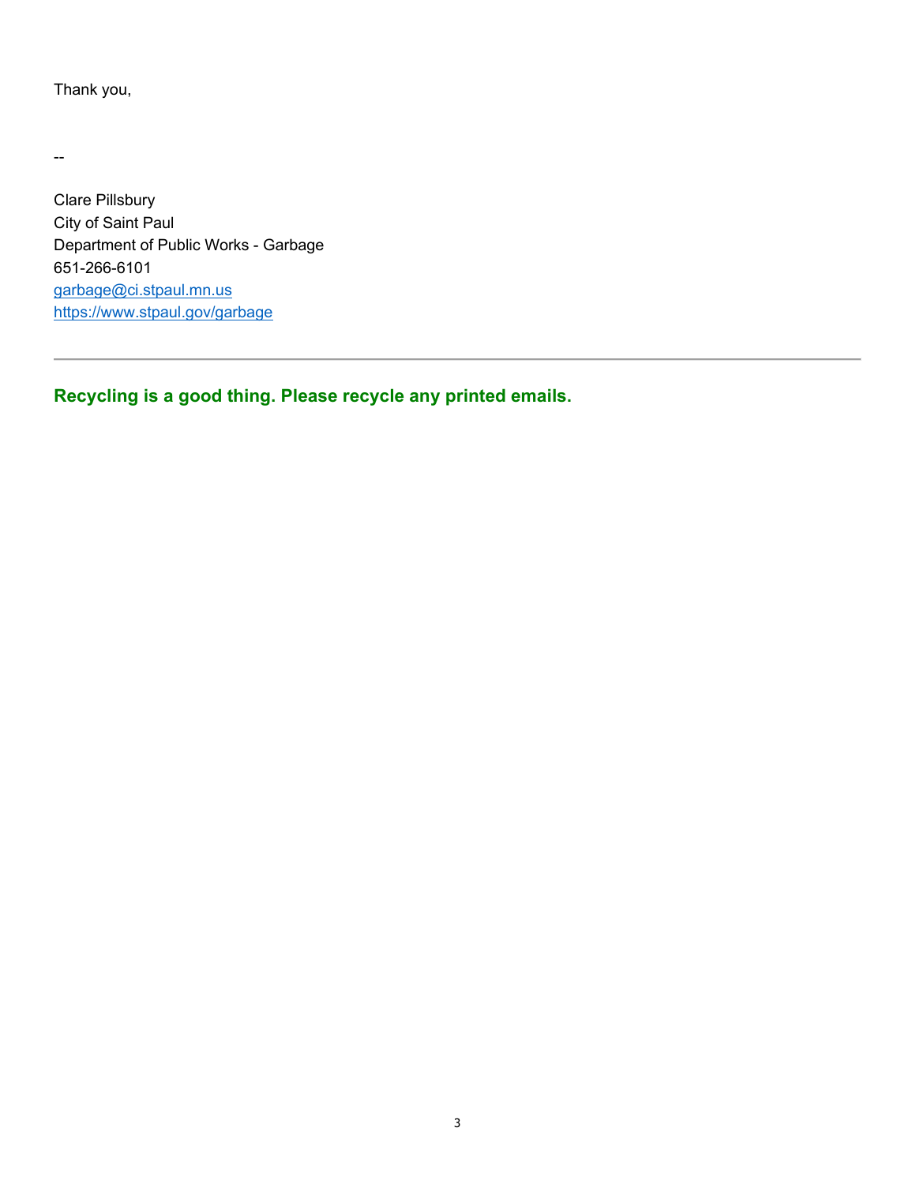Thank you,

--

Clare Pillsbury
City of Saint Paul
Department of Public Works - Garbage
651-266-6101
garbage@ci.stpaul.mn.us
https://www.stpaul.gov/garbage

---

**Recycling is a good thing. Please recycle any printed emails.**